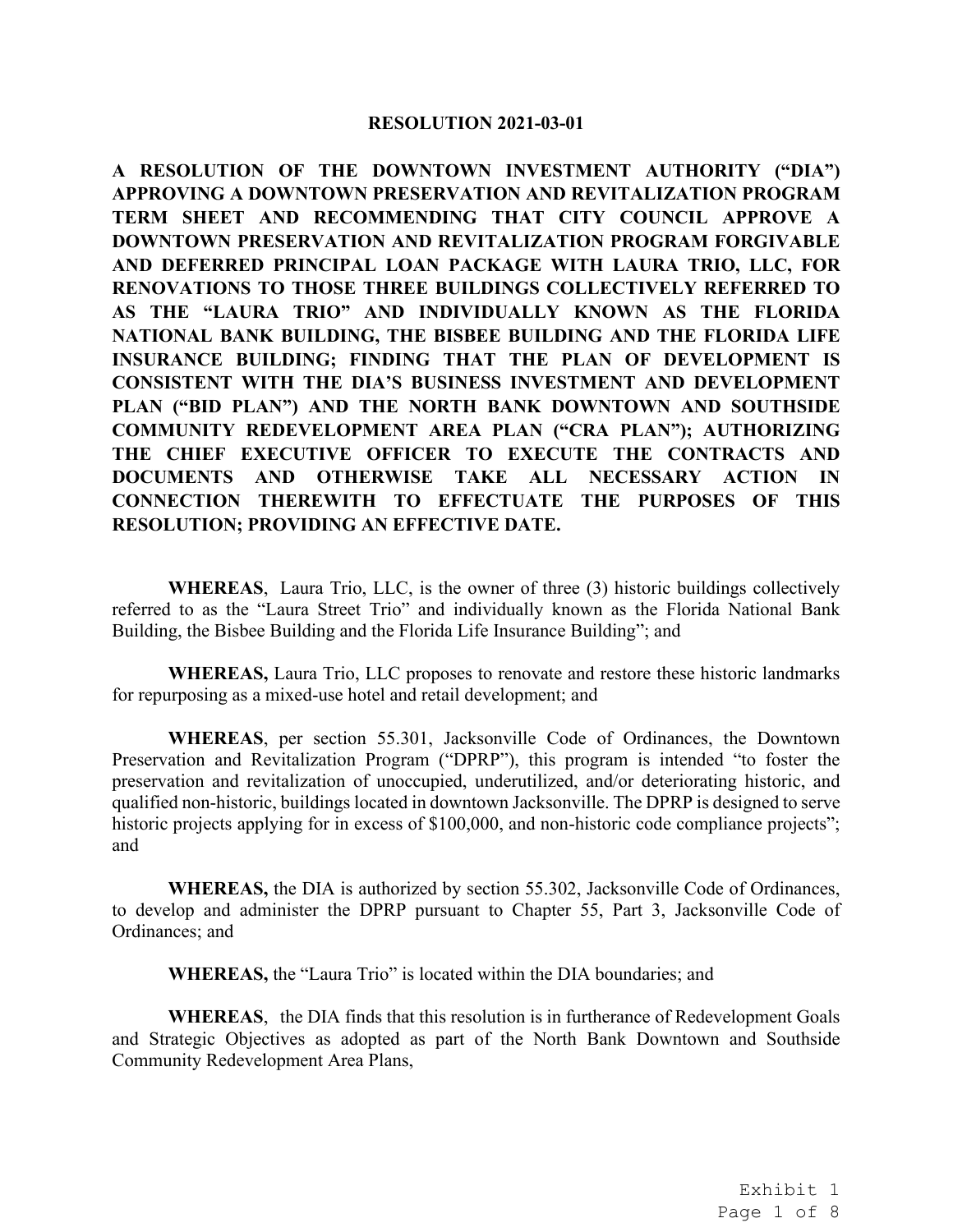# RESOLUTION 2021-03-01

**A RESOLUTION OF THE DOWNTOWN INVESTMENT AUTHORITY ("DIA") APPROVING A DOWNTOWN PRESERVATION AND REVITALIZATION PROGRAM TERM SHEET AND RECOMMENDING THAT CITY COUNCIL APPROVE A DOWNTOWN PRESERVATION AND REVITALIZATION PROGRAM FORGIVABLE AND DEFERRED PRINCIPAL LOAN PACKAGE WITH LAURA TRIO, LLC, FOR RENOVATIONS TO THOSE THREE BUILDINGS COLLECTIVELY REFERRED TO AS THE "LAURA TRIO" AND INDIVIDUALLY KNOWN AS THE FLORIDA NATIONAL BANK BUILDING, THE BISBEE BUILDING AND THE FLORIDA LIFE INSURANCE BUILDING; FINDING THAT THE PLAN OF DEVELOPMENT IS CONSISTENT WITH THE DIA'S BUSINESS INVESTMENT AND DEVELOPMENT PLAN ("BID PLAN") AND THE NORTH BANK DOWNTOWN AND SOUTHSIDE COMMUNITY REDEVELOPMENT AREA PLAN ("CRA PLAN"); AUTHORIZING THE CHIEF EXECUTIVE OFFICER TO EXECUTE THE CONTRACTS AND DOCUMENTS AND OTHERWISE TAKE ALL NECESSARY ACTION IN CONNECTION THEREWITH TO EFFECTUATE THE PURPOSES OF THIS RESOLUTION; PROVIDING AN EFFECTIVE DATE.**

**WHEREAS**, Laura Trio, LLC, is the owner of three (3) historic buildings collectively referred to as the "Laura Street Trio" and individually known as the Florida National Bank Building, the Bisbee Building and the Florida Life Insurance Building"; and

**WHEREAS,** Laura Trio, LLC proposes to renovate and restore these historic landmarks for repurposing as a mixed-use hotel and retail development; and

**WHEREAS**, per section 55.301, Jacksonville Code of Ordinances, the Downtown Preservation and Revitalization Program ("DPRP"), this program is intended "to foster the preservation and revitalization of unoccupied, underutilized, and/or deteriorating historic, and qualified non-historic, buildings located in downtown Jacksonville. The DPRP is designed to serve historic projects applying for in excess of $100,000, and non-historic code compliance projects"; and

**WHEREAS,** the DIA is authorized by section 55.302, Jacksonville Code of Ordinances, to develop and administer the DPRP pursuant to Chapter 55, Part 3, Jacksonville Code of Ordinances; and

**WHEREAS,** the "Laura Trio" is located within the DIA boundaries; and

**WHEREAS**, the DIA finds that this resolution is in furtherance of Redevelopment Goals and Strategic Objectives as adopted as part of the North Bank Downtown and Southside Community Redevelopment Area Plans,

Exhibit 1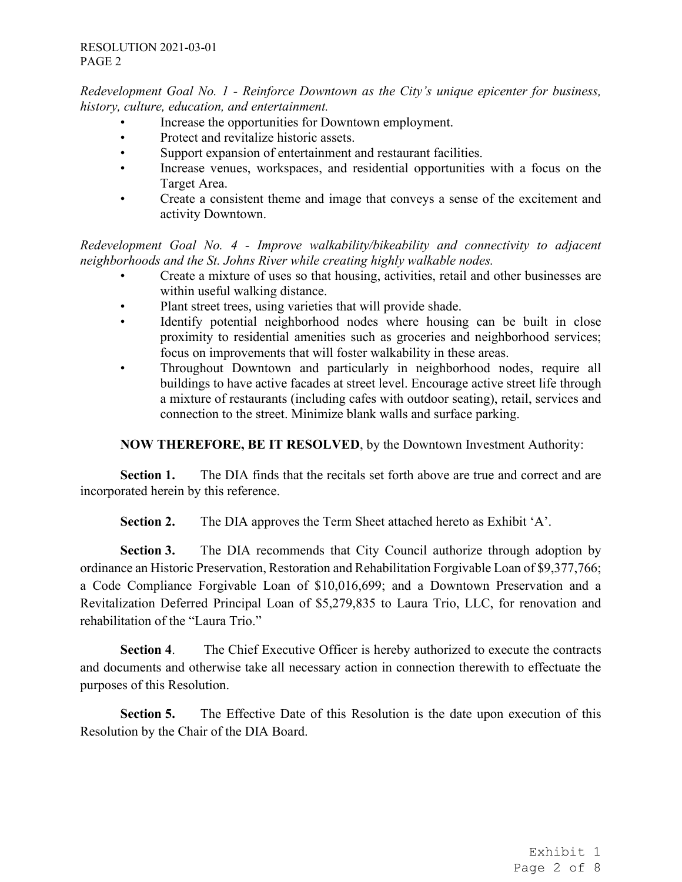*Redevelopment Goal No. 1 - Reinforce Downtown as the City's unique epicenter for business, history, culture, education, and entertainment.*

- Increase the opportunities for Downtown employment.
- Protect and revitalize historic assets.
- Support expansion of entertainment and restaurant facilities.
- Increase venues, workspaces, and residential opportunities with a focus on the Target Area.
- Create a consistent theme and image that conveys a sense of the excitement and activity Downtown.

*Redevelopment Goal No. 4 - Improve walkability/bikeability and connectivity to adjacent neighborhoods and the St. Johns River while creating highly walkable nodes.*

- Create a mixture of uses so that housing, activities, retail and other businesses are within useful walking distance.
- Plant street trees, using varieties that will provide shade.
- Identify potential neighborhood nodes where housing can be built in close proximity to residential amenities such as groceries and neighborhood services; focus on improvements that will foster walkability in these areas.
- Throughout Downtown and particularly in neighborhood nodes, require all buildings to have active facades at street level. Encourage active street life through a mixture of restaurants (including cafes with outdoor seating), retail, services and connection to the street. Minimize blank walls and surface parking.

**NOW THEREFORE, BE IT RESOLVED**, by the Downtown Investment Authority:

**Section 1.** The DIA finds that the recitals set forth above are true and correct and are incorporated herein by this reference.

**Section 2.** The DIA approves the Term Sheet attached hereto as Exhibit 'A'.

**Section 3.** The DIA recommends that City Council authorize through adoption by ordinance an Historic Preservation, Restoration and Rehabilitation Forgivable Loan of $9,377,766; a Code Compliance Forgivable Loan of $10,016,699; and a Downtown Preservation and a Revitalization Deferred Principal Loan of $5,279,835 to Laura Trio, LLC, for renovation and rehabilitation of the "Laura Trio."

**Section 4**. The Chief Executive Officer is hereby authorized to execute the contracts and documents and otherwise take all necessary action in connection therewith to effectuate the purposes of this Resolution.

**Section 5.** The Effective Date of this Resolution is the date upon execution of this Resolution by the Chair of the DIA Board.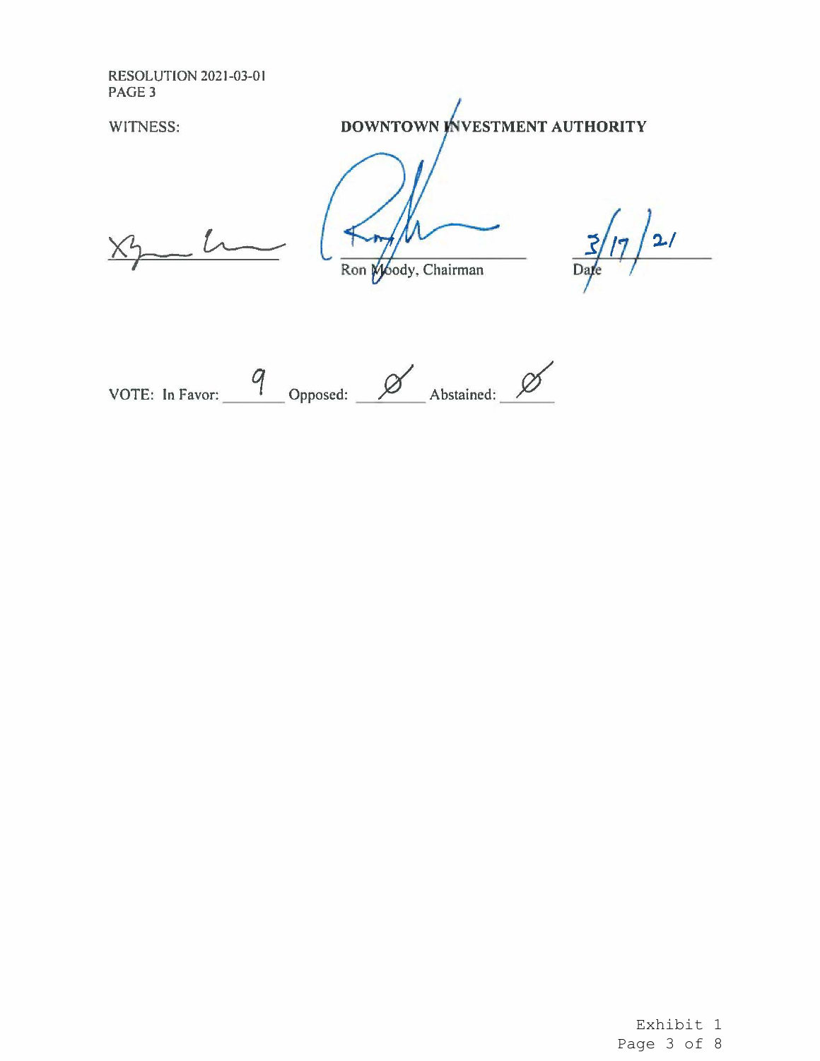RESOLUTION 2021-03-01
PAGE 3

WITNESS: **DOWNTOWN INVESTMENT AUTHORITY**

_______________ _______________ 3/17/21
Ron Moody, Chairman Date

VOTE: In Favor: 9 Opposed: Ø Abstained: Ø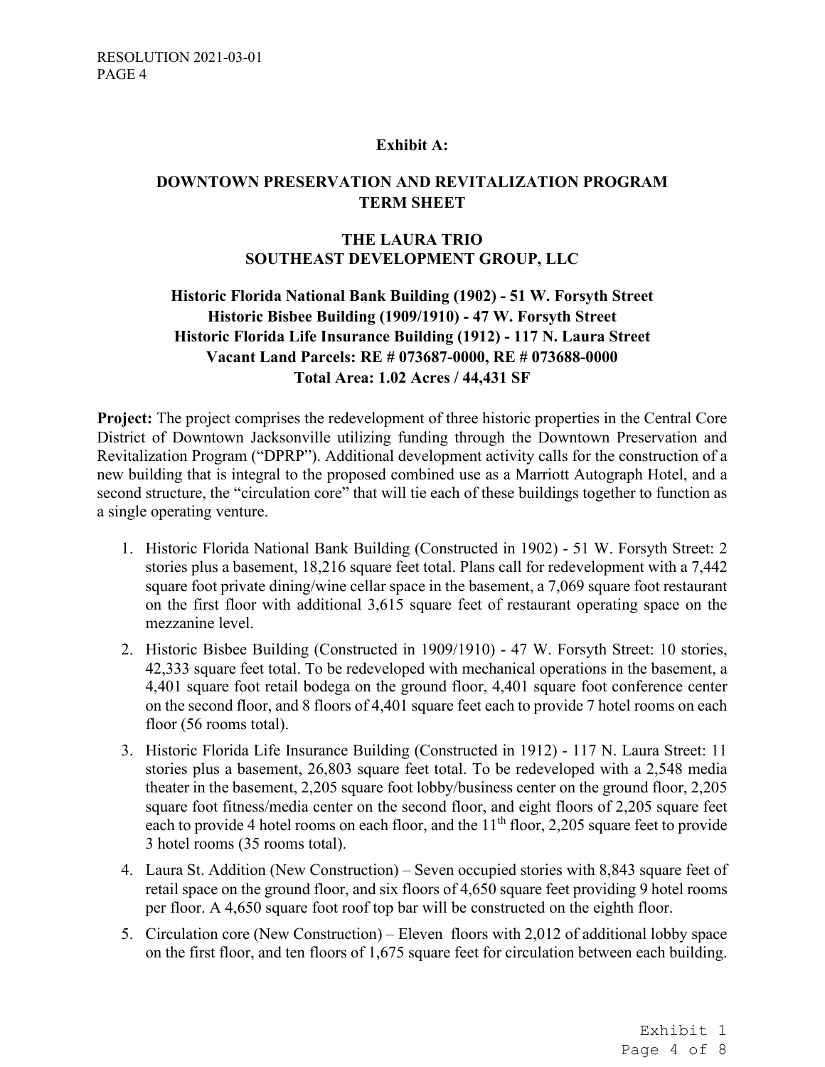**Exhibit A:**

## DOWNTOWN PRESERVATION AND REVITALIZATION PROGRAM TERM SHEET

### THE LAURA TRIO
### SOUTHEAST DEVELOPMENT GROUP, LLC

**Historic Florida National Bank Building (1902) - 51 W. Forsyth Street**
**Historic Bisbee Building (1909/1910) - 47 W. Forsyth Street**
**Historic Florida Life Insurance Building (1912) - 117 N. Laura Street**
**Vacant Land Parcels: RE # 073687-0000, RE # 073688-0000**
**Total Area: 1.02 Acres / 44,431 SF**

**Project:** The project comprises the redevelopment of three historic properties in the Central Core District of Downtown Jacksonville utilizing funding through the Downtown Preservation and Revitalization Program ("DPRP"). Additional development activity calls for the construction of a new building that is integral to the proposed combined use as a Marriott Autograph Hotel, and a second structure, the "circulation core" that will tie each of these buildings together to function as a single operating venture.

1. Historic Florida National Bank Building (Constructed in 1902) - 51 W. Forsyth Street: 2 stories plus a basement, 18,216 square feet total. Plans call for redevelopment with a 7,442 square foot private dining/wine cellar space in the basement, a 7,069 square foot restaurant on the first floor with additional 3,615 square feet of restaurant operating space on the mezzanine level.
2. Historic Bisbee Building (Constructed in 1909/1910) - 47 W. Forsyth Street: 10 stories, 42,333 square feet total. To be redeveloped with mechanical operations in the basement, a 4,401 square foot retail bodega on the ground floor, 4,401 square foot conference center on the second floor, and 8 floors of 4,401 square feet each to provide 7 hotel rooms on each floor (56 rooms total).
3. Historic Florida Life Insurance Building (Constructed in 1912) - 117 N. Laura Street: 11 stories plus a basement, 26,803 square feet total. To be redeveloped with a 2,548 media theater in the basement, 2,205 square foot lobby/business center on the ground floor, 2,205 square foot fitness/media center on the second floor, and eight floors of 2,205 square feet each to provide 4 hotel rooms on each floor, and the 11th floor, 2,205 square feet to provide 3 hotel rooms (35 rooms total).
4. Laura St. Addition (New Construction) – Seven occupied stories with 8,843 square feet of retail space on the ground floor, and six floors of 4,650 square feet providing 9 hotel rooms per floor. A 4,650 square foot roof top bar will be constructed on the eighth floor.
5. Circulation core (New Construction) – Eleven floors with 2,012 of additional lobby space on the first floor, and ten floors of 1,675 square feet for circulation between each building.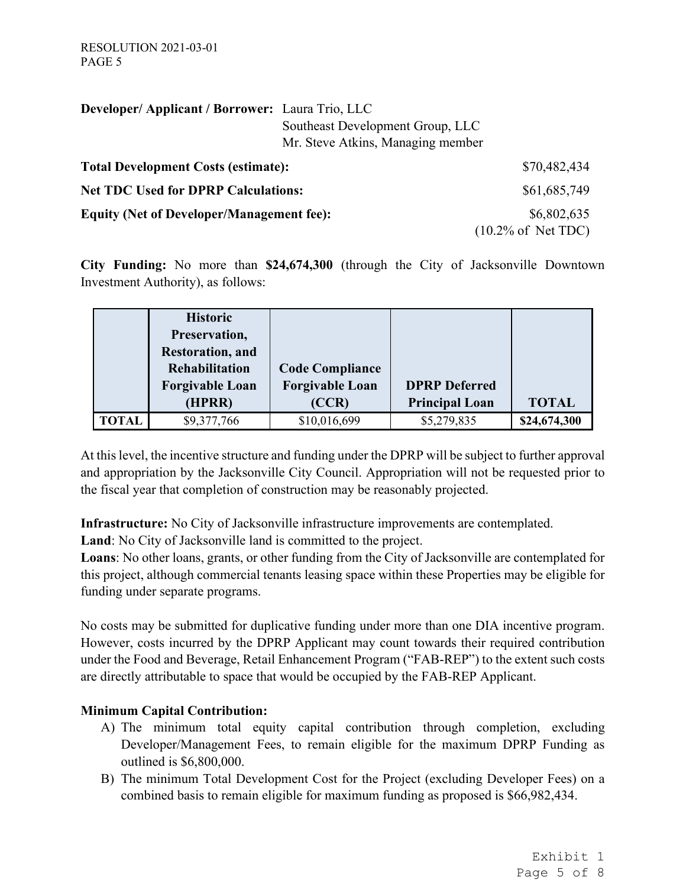**Developer/ Applicant / Borrower:** Laura Trio, LLC
Southeast Development Group, LLC
Mr. Steve Atkins, Managing member

**Total Development Costs (estimate):** $70,482,434

**Net TDC Used for DPRP Calculations:** $61,685,749

**Equity (Net of Developer/Management fee):** $6,802,635 (10.2% of Net TDC)

**City Funding:** No more than **$24,674,300** (through the City of Jacksonville Downtown Investment Authority), as follows:

| | Historic Preservation, Restoration, and Rehabilitation Forgivable Loan (HPRR) | Code Compliance Forgivable Loan (CCR) | DPRP Deferred Principal Loan | TOTAL |
|---|---|---|---|---|
| **TOTAL** | $9,377,766 | $10,016,699 | $5,279,835 | **$24,674,300** |

At this level, the incentive structure and funding under the DPRP will be subject to further approval and appropriation by the Jacksonville City Council. Appropriation will not be requested prior to the fiscal year that completion of construction may be reasonably projected.

**Infrastructure:** No City of Jacksonville infrastructure improvements are contemplated.
**Land**: No City of Jacksonville land is committed to the project.
**Loans**: No other loans, grants, or other funding from the City of Jacksonville are contemplated for this project, although commercial tenants leasing space within these Properties may be eligible for funding under separate programs.

No costs may be submitted for duplicative funding under more than one DIA incentive program. However, costs incurred by the DPRP Applicant may count towards their required contribution under the Food and Beverage, Retail Enhancement Program ("FAB-REP") to the extent such costs are directly attributable to space that would be occupied by the FAB-REP Applicant.

**Minimum Capital Contribution:**

A) The minimum total equity capital contribution through completion, excluding Developer/Management Fees, to remain eligible for the maximum DPRP Funding as outlined is $6,800,000.
B) The minimum Total Development Cost for the Project (excluding Developer Fees) on a combined basis to remain eligible for maximum funding as proposed is $66,982,434.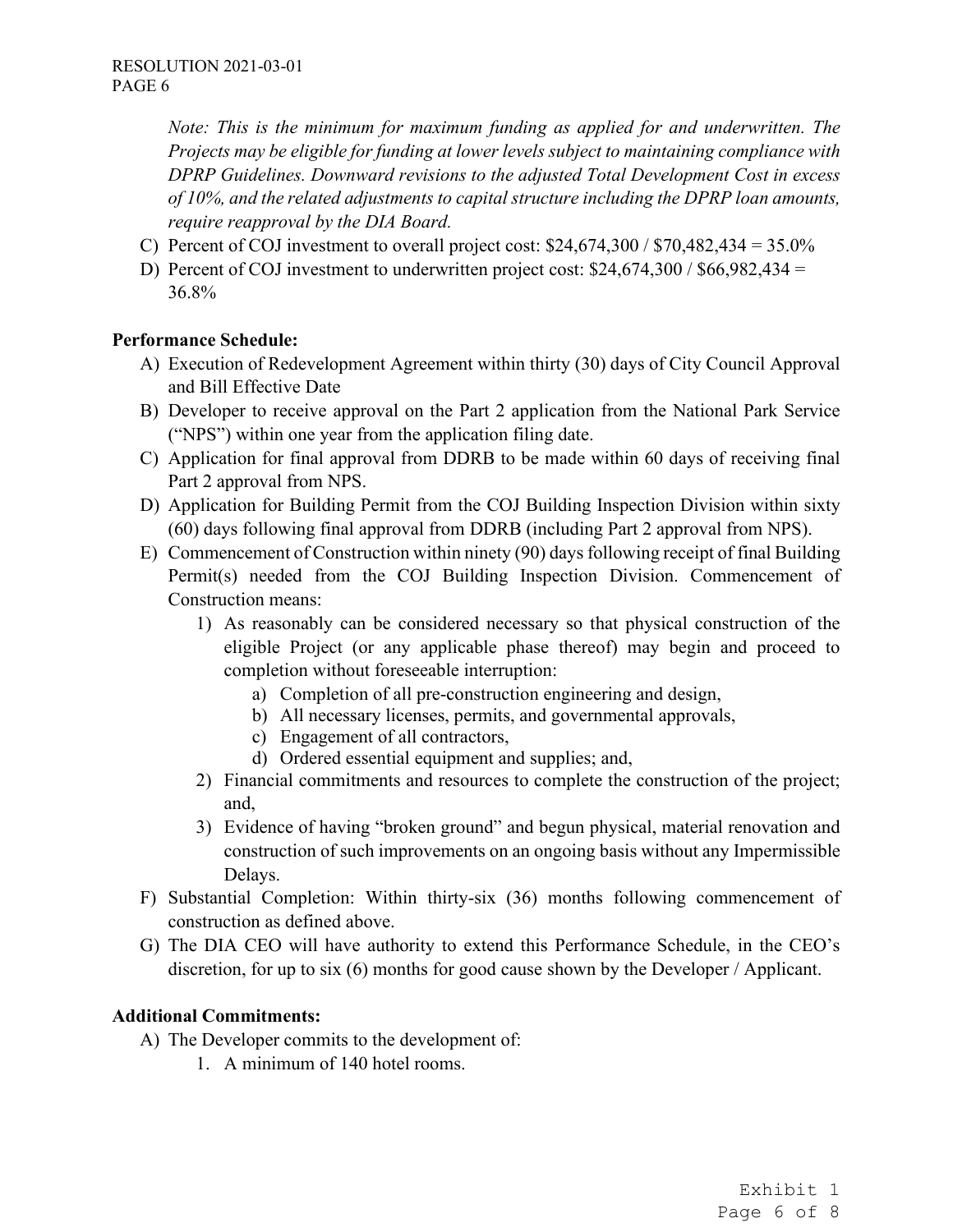*Note: This is the minimum for maximum funding as applied for and underwritten. The Projects may be eligible for funding at lower levels subject to maintaining compliance with DPRP Guidelines. Downward revisions to the adjusted Total Development Cost in excess of 10%, and the related adjustments to capital structure including the DPRP loan amounts, require reapproval by the DIA Board.*

C) Percent of COJ investment to overall project cost: $24,674,300 / $70,482,434 = 35.0%

D) Percent of COJ investment to underwritten project cost: $24,674,300 / $66,982,434 = 36.8%

**Performance Schedule:**

A) Execution of Redevelopment Agreement within thirty (30) days of City Council Approval and Bill Effective Date

B) Developer to receive approval on the Part 2 application from the National Park Service ("NPS") within one year from the application filing date.

C) Application for final approval from DDRB to be made within 60 days of receiving final Part 2 approval from NPS.

D) Application for Building Permit from the COJ Building Inspection Division within sixty (60) days following final approval from DDRB (including Part 2 approval from NPS).

E) Commencement of Construction within ninety (90) days following receipt of final Building Permit(s) needed from the COJ Building Inspection Division. Commencement of Construction means:
   1) As reasonably can be considered necessary so that physical construction of the eligible Project (or any applicable phase thereof) may begin and proceed to completion without foreseeable interruption:
      a) Completion of all pre-construction engineering and design,
      b) All necessary licenses, permits, and governmental approvals,
      c) Engagement of all contractors,
      d) Ordered essential equipment and supplies; and,
   2) Financial commitments and resources to complete the construction of the project; and,
   3) Evidence of having "broken ground" and begun physical, material renovation and construction of such improvements on an ongoing basis without any Impermissible Delays.

F) Substantial Completion: Within thirty-six (36) months following commencement of construction as defined above.

G) The DIA CEO will have authority to extend this Performance Schedule, in the CEO's discretion, for up to six (6) months for good cause shown by the Developer / Applicant.

**Additional Commitments:**

A) The Developer commits to the development of:
   1. A minimum of 140 hotel rooms.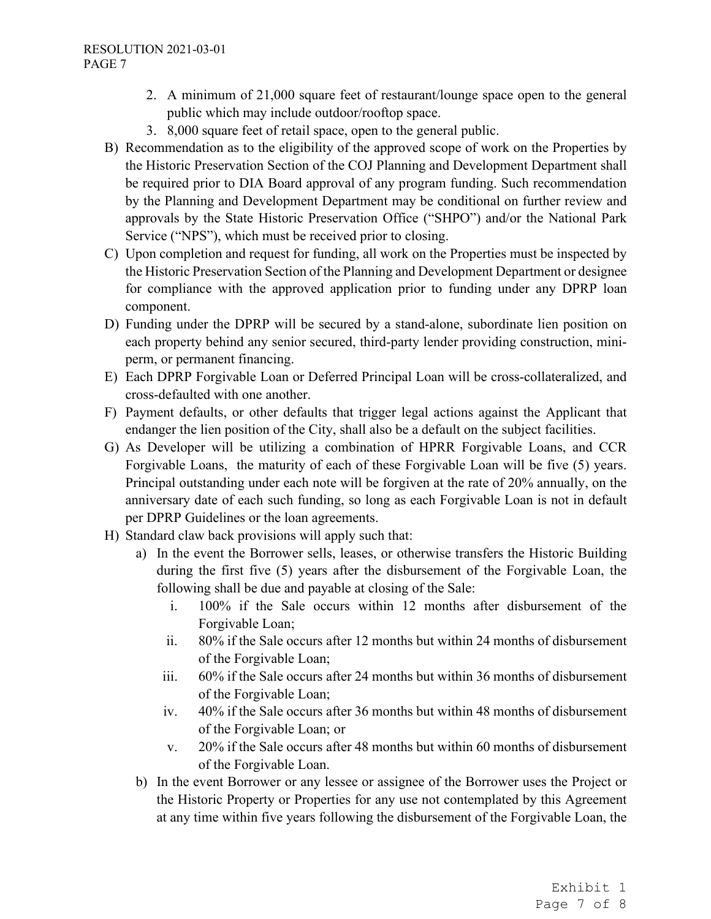2. A minimum of 21,000 square feet of restaurant/lounge space open to the general public which may include outdoor/rooftop space.
3. 8,000 square feet of retail space, open to the general public.

B) Recommendation as to the eligibility of the approved scope of work on the Properties by the Historic Preservation Section of the COJ Planning and Development Department shall be required prior to DIA Board approval of any program funding. Such recommendation by the Planning and Development Department may be conditional on further review and approvals by the State Historic Preservation Office ("SHPO") and/or the National Park Service ("NPS"), which must be received prior to closing.

C) Upon completion and request for funding, all work on the Properties must be inspected by the Historic Preservation Section of the Planning and Development Department or designee for compliance with the approved application prior to funding under any DPRP loan component.

D) Funding under the DPRP will be secured by a stand-alone, subordinate lien position on each property behind any senior secured, third-party lender providing construction, mini-perm, or permanent financing.

E) Each DPRP Forgivable Loan or Deferred Principal Loan will be cross-collateralized, and cross-defaulted with one another.

F) Payment defaults, or other defaults that trigger legal actions against the Applicant that endanger the lien position of the City, shall also be a default on the subject facilities.

G) As Developer will be utilizing a combination of HPRR Forgivable Loans, and CCR Forgivable Loans, the maturity of each of these Forgivable Loan will be five (5) years. Principal outstanding under each note will be forgiven at the rate of 20% annually, on the anniversary date of each such funding, so long as each Forgivable Loan is not in default per DPRP Guidelines or the loan agreements.

H) Standard claw back provisions will apply such that:

   a) In the event the Borrower sells, leases, or otherwise transfers the Historic Building during the first five (5) years after the disbursement of the Forgivable Loan, the following shall be due and payable at closing of the Sale:

      i. 100% if the Sale occurs within 12 months after disbursement of the Forgivable Loan;
      ii. 80% if the Sale occurs after 12 months but within 24 months of disbursement of the Forgivable Loan;
      iii. 60% if the Sale occurs after 24 months but within 36 months of disbursement of the Forgivable Loan;
      iv. 40% if the Sale occurs after 36 months but within 48 months of disbursement of the Forgivable Loan; or
      v. 20% if the Sale occurs after 48 months but within 60 months of disbursement of the Forgivable Loan.

   b) In the event Borrower or any lessee or assignee of the Borrower uses the Project or the Historic Property or Properties for any use not contemplated by this Agreement at any time within five years following the disbursement of the Forgivable Loan, the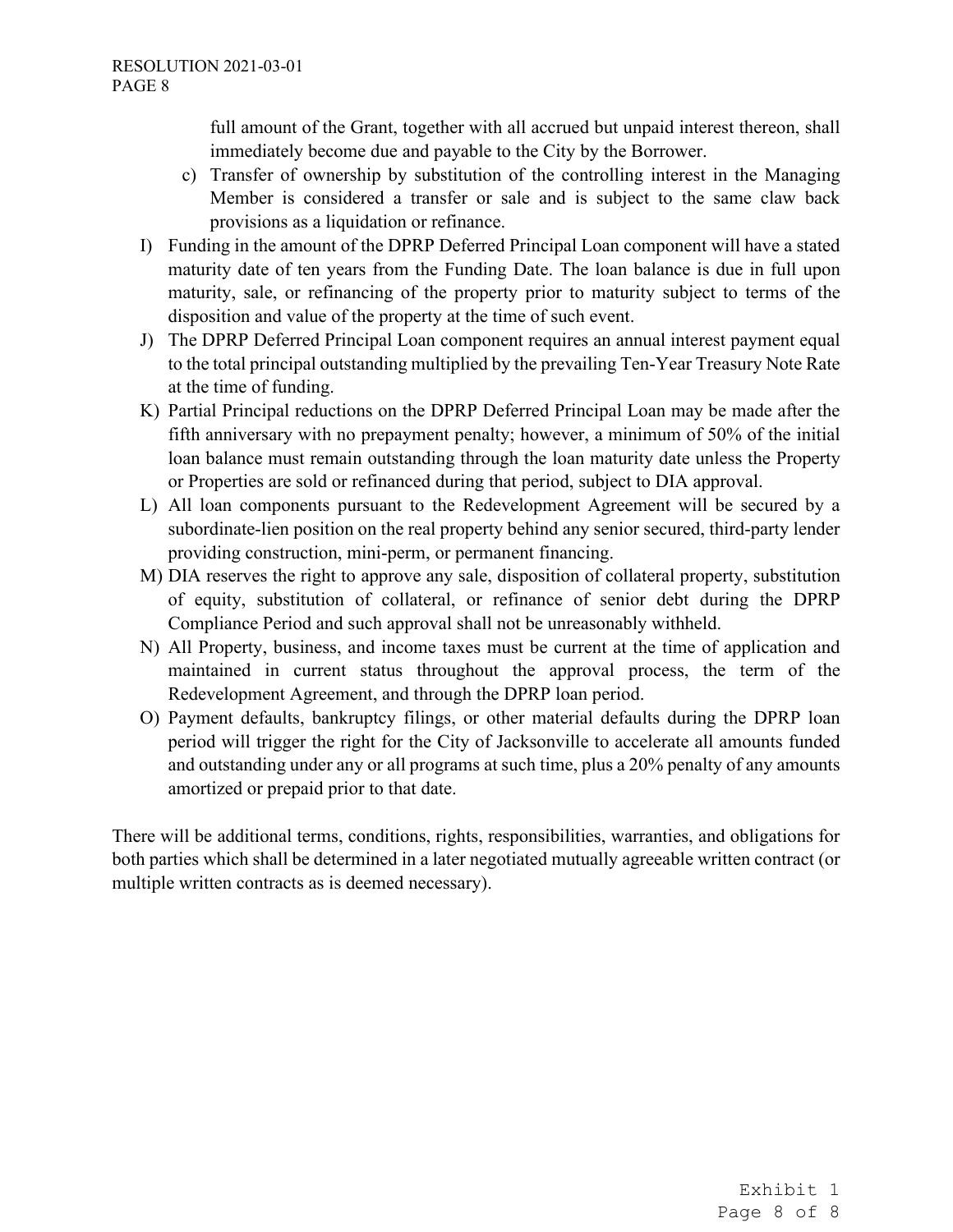full amount of the Grant, together with all accrued but unpaid interest thereon, shall immediately become due and payable to the City by the Borrower.

c) Transfer of ownership by substitution of the controlling interest in the Managing Member is considered a transfer or sale and is subject to the same claw back provisions as a liquidation or refinance.

I) Funding in the amount of the DPRP Deferred Principal Loan component will have a stated maturity date of ten years from the Funding Date. The loan balance is due in full upon maturity, sale, or refinancing of the property prior to maturity subject to terms of the disposition and value of the property at the time of such event.

J) The DPRP Deferred Principal Loan component requires an annual interest payment equal to the total principal outstanding multiplied by the prevailing Ten-Year Treasury Note Rate at the time of funding.

K) Partial Principal reductions on the DPRP Deferred Principal Loan may be made after the fifth anniversary with no prepayment penalty; however, a minimum of 50% of the initial loan balance must remain outstanding through the loan maturity date unless the Property or Properties are sold or refinanced during that period, subject to DIA approval.

L) All loan components pursuant to the Redevelopment Agreement will be secured by a subordinate-lien position on the real property behind any senior secured, third-party lender providing construction, mini-perm, or permanent financing.

M) DIA reserves the right to approve any sale, disposition of collateral property, substitution of equity, substitution of collateral, or refinance of senior debt during the DPRP Compliance Period and such approval shall not be unreasonably withheld.

N) All Property, business, and income taxes must be current at the time of application and maintained in current status throughout the approval process, the term of the Redevelopment Agreement, and through the DPRP loan period.

O) Payment defaults, bankruptcy filings, or other material defaults during the DPRP loan period will trigger the right for the City of Jacksonville to accelerate all amounts funded and outstanding under any or all programs at such time, plus a 20% penalty of any amounts amortized or prepaid prior to that date.

There will be additional terms, conditions, rights, responsibilities, warranties, and obligations for both parties which shall be determined in a later negotiated mutually agreeable written contract (or multiple written contracts as is deemed necessary).